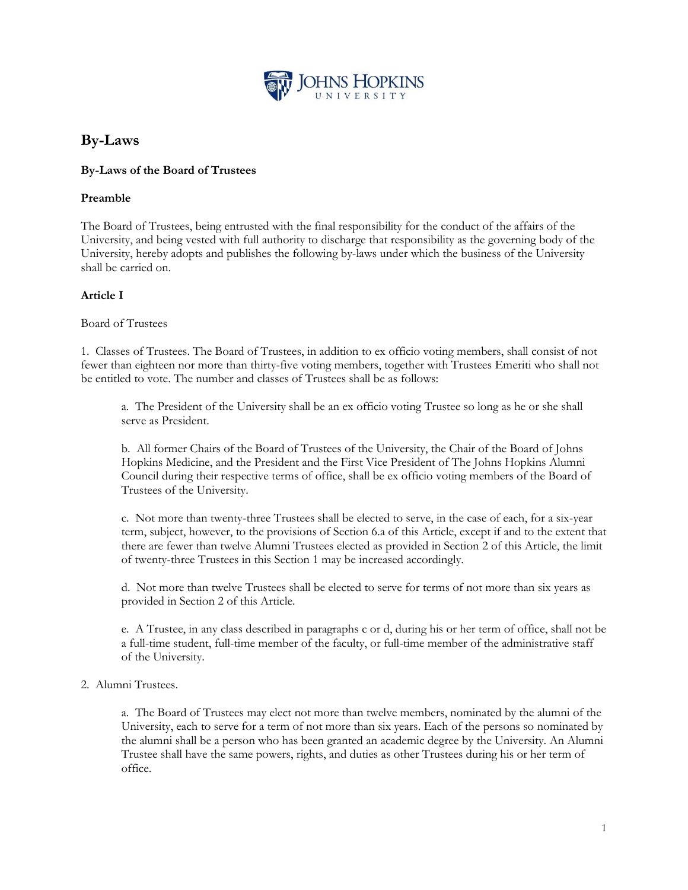# By-Laws

**By-Laws of the Board of Trustees**

**Preamble**

The Board of Trustees, being entrusted with the final responsibility for the conduct of the affairs of the University, and being vested with full authority to discharge that responsibility as the governing body of the University, hereby adopts and publishes the following by-laws under which the business of the University shall be carried on.

**Article I**

Board of Trustees

1. Classes of Trustees. The Board of Trustees, in addition to ex officio voting members, shall consist of not fewer than eighteen nor more than thirty-five voting members, together with Trustees Emeriti who shall not be entitled to vote. The number and classes of Trustees shall be as follows:

    a. The President of the University shall be an ex officio voting Trustee so long as he or she shall serve as President.

    b. All former Chairs of the Board of Trustees of the University, the Chair of the Board of Johns Hopkins Medicine, and the President and the First Vice President of The Johns Hopkins Alumni Council during their respective terms of office, shall be ex officio voting members of the Board of Trustees of the University.

    c. Not more than twenty-three Trustees shall be elected to serve, in the case of each, for a six-year term, subject, however, to the provisions of Section 6.a of this Article, except if and to the extent that there are fewer than twelve Alumni Trustees elected as provided in Section 2 of this Article, the limit of twenty-three Trustees in this Section 1 may be increased accordingly.

    d. Not more than twelve Trustees shall be elected to serve for terms of not more than six years as provided in Section 2 of this Article.

    e. A Trustee, in any class described in paragraphs c or d, during his or her term of office, shall not be a full-time student, full-time member of the faculty, or full-time member of the administrative staff of the University.

2. Alumni Trustees.

    a. The Board of Trustees may elect not more than twelve members, nominated by the alumni of the University, each to serve for a term of not more than six years. Each of the persons so nominated by the alumni shall be a person who has been granted an academic degree by the University. An Alumni Trustee shall have the same powers, rights, and duties as other Trustees during his or her term of office.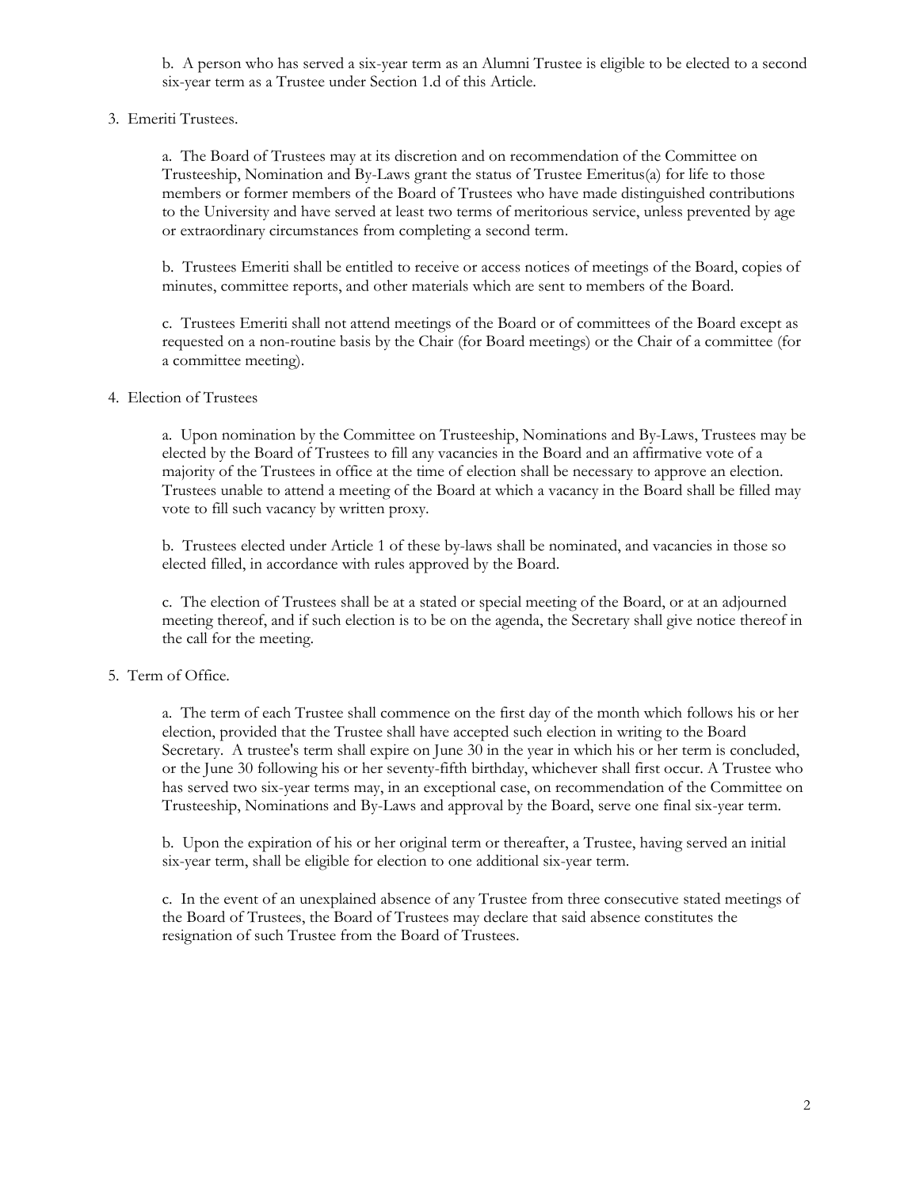b. A person who has served a six-year term as an Alumni Trustee is eligible to be elected to a second six-year term as a Trustee under Section 1.d of this Article.

3. Emeriti Trustees.

   a. The Board of Trustees may at its discretion and on recommendation of the Committee on Trusteeship, Nomination and By-Laws grant the status of Trustee Emeritus(a) for life to those members or former members of the Board of Trustees who have made distinguished contributions to the University and have served at least two terms of meritorious service, unless prevented by age or extraordinary circumstances from completing a second term.

   b. Trustees Emeriti shall be entitled to receive or access notices of meetings of the Board, copies of minutes, committee reports, and other materials which are sent to members of the Board.

   c. Trustees Emeriti shall not attend meetings of the Board or of committees of the Board except as requested on a non-routine basis by the Chair (for Board meetings) or the Chair of a committee (for a committee meeting).

4. Election of Trustees

   a. Upon nomination by the Committee on Trusteeship, Nominations and By-Laws, Trustees may be elected by the Board of Trustees to fill any vacancies in the Board and an affirmative vote of a majority of the Trustees in office at the time of election shall be necessary to approve an election. Trustees unable to attend a meeting of the Board at which a vacancy in the Board shall be filled may vote to fill such vacancy by written proxy.

   b. Trustees elected under Article 1 of these by-laws shall be nominated, and vacancies in those so elected filled, in accordance with rules approved by the Board.

   c. The election of Trustees shall be at a stated or special meeting of the Board, or at an adjourned meeting thereof, and if such election is to be on the agenda, the Secretary shall give notice thereof in the call for the meeting.

5. Term of Office.

   a. The term of each Trustee shall commence on the first day of the month which follows his or her election, provided that the Trustee shall have accepted such election in writing to the Board Secretary. A trustee's term shall expire on June 30 in the year in which his or her term is concluded, or the June 30 following his or her seventy-fifth birthday, whichever shall first occur. A Trustee who has served two six-year terms may, in an exceptional case, on recommendation of the Committee on Trusteeship, Nominations and By-Laws and approval by the Board, serve one final six-year term.

   b. Upon the expiration of his or her original term or thereafter, a Trustee, having served an initial six-year term, shall be eligible for election to one additional six-year term.

   c. In the event of an unexplained absence of any Trustee from three consecutive stated meetings of the Board of Trustees, the Board of Trustees may declare that said absence constitutes the resignation of such Trustee from the Board of Trustees.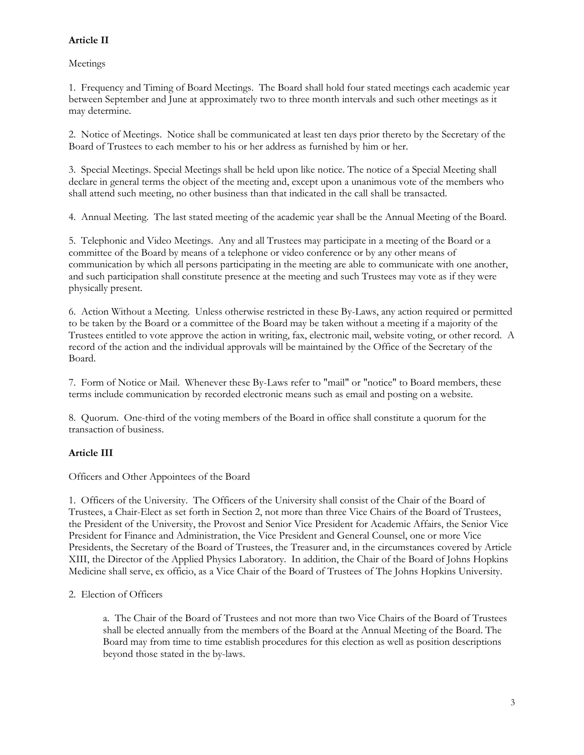## Article II

Meetings

1. Frequency and Timing of Board Meetings. The Board shall hold four stated meetings each academic year between September and June at approximately two to three month intervals and such other meetings as it may determine.

2. Notice of Meetings. Notice shall be communicated at least ten days prior thereto by the Secretary of the Board of Trustees to each member to his or her address as furnished by him or her.

3. Special Meetings. Special Meetings shall be held upon like notice. The notice of a Special Meeting shall declare in general terms the object of the meeting and, except upon a unanimous vote of the members who shall attend such meeting, no other business than that indicated in the call shall be transacted.

4. Annual Meeting. The last stated meeting of the academic year shall be the Annual Meeting of the Board.

5. Telephonic and Video Meetings. Any and all Trustees may participate in a meeting of the Board or a committee of the Board by means of a telephone or video conference or by any other means of communication by which all persons participating in the meeting are able to communicate with one another, and such participation shall constitute presence at the meeting and such Trustees may vote as if they were physically present.

6. Action Without a Meeting. Unless otherwise restricted in these By-Laws, any action required or permitted to be taken by the Board or a committee of the Board may be taken without a meeting if a majority of the Trustees entitled to vote approve the action in writing, fax, electronic mail, website voting, or other record. A record of the action and the individual approvals will be maintained by the Office of the Secretary of the Board.

7. Form of Notice or Mail. Whenever these By-Laws refer to "mail" or "notice" to Board members, these terms include communication by recorded electronic means such as email and posting on a website.

8. Quorum. One-third of the voting members of the Board in office shall constitute a quorum for the transaction of business.

## Article III

Officers and Other Appointees of the Board

1. Officers of the University. The Officers of the University shall consist of the Chair of the Board of Trustees, a Chair-Elect as set forth in Section 2, not more than three Vice Chairs of the Board of Trustees, the President of the University, the Provost and Senior Vice President for Academic Affairs, the Senior Vice President for Finance and Administration, the Vice President and General Counsel, one or more Vice Presidents, the Secretary of the Board of Trustees, the Treasurer and, in the circumstances covered by Article XIII, the Director of the Applied Physics Laboratory. In addition, the Chair of the Board of Johns Hopkins Medicine shall serve, ex officio, as a Vice Chair of the Board of Trustees of The Johns Hopkins University.

2. Election of Officers

a. The Chair of the Board of Trustees and not more than two Vice Chairs of the Board of Trustees shall be elected annually from the members of the Board at the Annual Meeting of the Board. The Board may from time to time establish procedures for this election as well as position descriptions beyond those stated in the by-laws.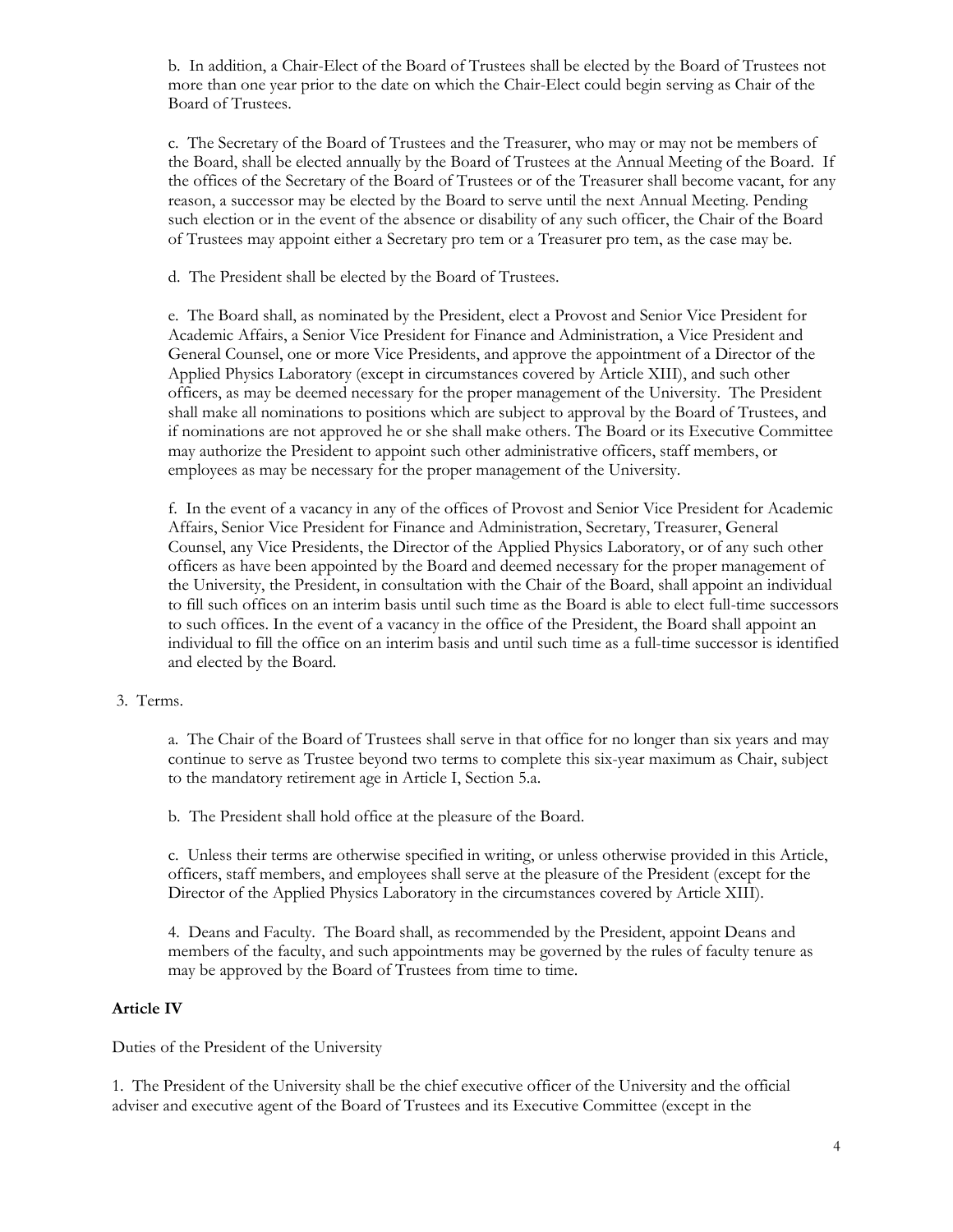b. In addition, a Chair-Elect of the Board of Trustees shall be elected by the Board of Trustees not more than one year prior to the date on which the Chair-Elect could begin serving as Chair of the Board of Trustees.

c. The Secretary of the Board of Trustees and the Treasurer, who may or may not be members of the Board, shall be elected annually by the Board of Trustees at the Annual Meeting of the Board. If the offices of the Secretary of the Board of Trustees or of the Treasurer shall become vacant, for any reason, a successor may be elected by the Board to serve until the next Annual Meeting. Pending such election or in the event of the absence or disability of any such officer, the Chair of the Board of Trustees may appoint either a Secretary pro tem or a Treasurer pro tem, as the case may be.

d. The President shall be elected by the Board of Trustees.

e. The Board shall, as nominated by the President, elect a Provost and Senior Vice President for Academic Affairs, a Senior Vice President for Finance and Administration, a Vice President and General Counsel, one or more Vice Presidents, and approve the appointment of a Director of the Applied Physics Laboratory (except in circumstances covered by Article XIII), and such other officers, as may be deemed necessary for the proper management of the University. The President shall make all nominations to positions which are subject to approval by the Board of Trustees, and if nominations are not approved he or she shall make others. The Board or its Executive Committee may authorize the President to appoint such other administrative officers, staff members, or employees as may be necessary for the proper management of the University.

f. In the event of a vacancy in any of the offices of Provost and Senior Vice President for Academic Affairs, Senior Vice President for Finance and Administration, Secretary, Treasurer, General Counsel, any Vice Presidents, the Director of the Applied Physics Laboratory, or of any such other officers as have been appointed by the Board and deemed necessary for the proper management of the University, the President, in consultation with the Chair of the Board, shall appoint an individual to fill such offices on an interim basis until such time as the Board is able to elect full-time successors to such offices. In the event of a vacancy in the office of the President, the Board shall appoint an individual to fill the office on an interim basis and until such time as a full-time successor is identified and elected by the Board.

3. Terms.

a. The Chair of the Board of Trustees shall serve in that office for no longer than six years and may continue to serve as Trustee beyond two terms to complete this six-year maximum as Chair, subject to the mandatory retirement age in Article I, Section 5.a.

b. The President shall hold office at the pleasure of the Board.

c. Unless their terms are otherwise specified in writing, or unless otherwise provided in this Article, officers, staff members, and employees shall serve at the pleasure of the President (except for the Director of the Applied Physics Laboratory in the circumstances covered by Article XIII).

4. Deans and Faculty. The Board shall, as recommended by the President, appoint Deans and members of the faculty, and such appointments may be governed by the rules of faculty tenure as may be approved by the Board of Trustees from time to time.

**Article IV**

Duties of the President of the University

1. The President of the University shall be the chief executive officer of the University and the official adviser and executive agent of the Board of Trustees and its Executive Committee (except in the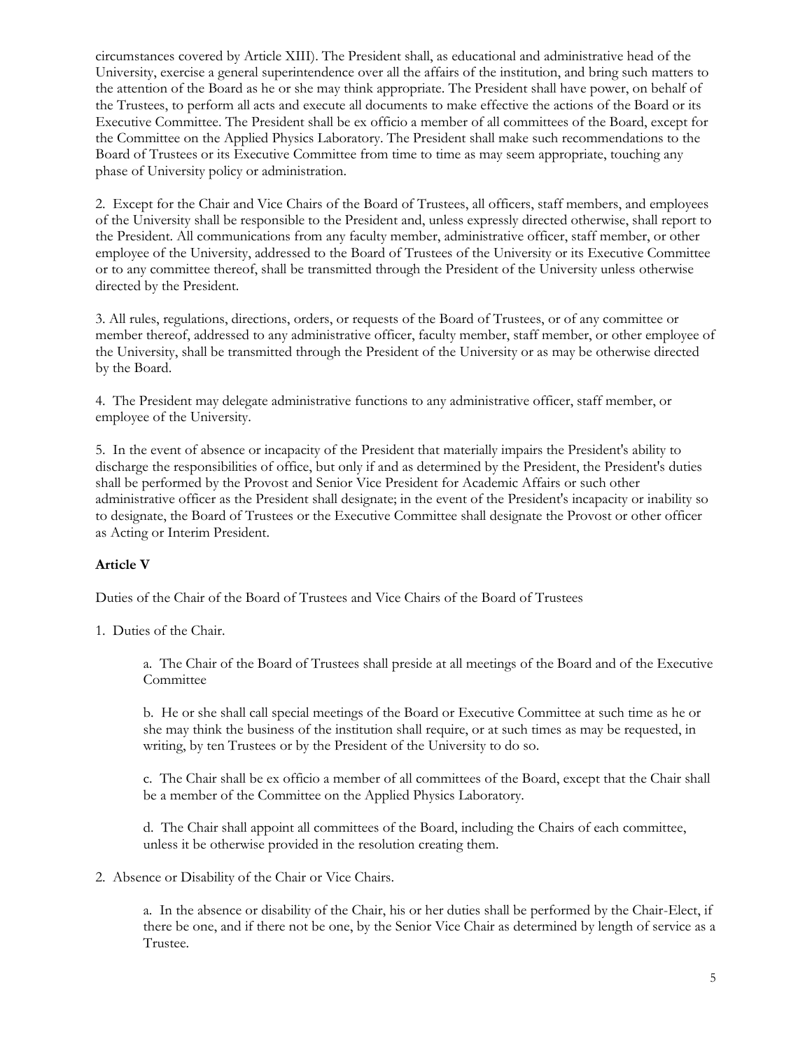circumstances covered by Article XIII). The President shall, as educational and administrative head of the University, exercise a general superintendence over all the affairs of the institution, and bring such matters to the attention of the Board as he or she may think appropriate. The President shall have power, on behalf of the Trustees, to perform all acts and execute all documents to make effective the actions of the Board or its Executive Committee. The President shall be ex officio a member of all committees of the Board, except for the Committee on the Applied Physics Laboratory. The President shall make such recommendations to the Board of Trustees or its Executive Committee from time to time as may seem appropriate, touching any phase of University policy or administration.

2. Except for the Chair and Vice Chairs of the Board of Trustees, all officers, staff members, and employees of the University shall be responsible to the President and, unless expressly directed otherwise, shall report to the President. All communications from any faculty member, administrative officer, staff member, or other employee of the University, addressed to the Board of Trustees of the University or its Executive Committee or to any committee thereof, shall be transmitted through the President of the University unless otherwise directed by the President.

3. All rules, regulations, directions, orders, or requests of the Board of Trustees, or of any committee or member thereof, addressed to any administrative officer, faculty member, staff member, or other employee of the University, shall be transmitted through the President of the University or as may be otherwise directed by the Board.

4. The President may delegate administrative functions to any administrative officer, staff member, or employee of the University.

5. In the event of absence or incapacity of the President that materially impairs the President's ability to discharge the responsibilities of office, but only if and as determined by the President, the President's duties shall be performed by the Provost and Senior Vice President for Academic Affairs or such other administrative officer as the President shall designate; in the event of the President's incapacity or inability so to designate, the Board of Trustees or the Executive Committee shall designate the Provost or other officer as Acting or Interim President.

## Article V

Duties of the Chair of the Board of Trustees and Vice Chairs of the Board of Trustees

1. Duties of the Chair.

   a. The Chair of the Board of Trustees shall preside at all meetings of the Board and of the Executive Committee

   b. He or she shall call special meetings of the Board or Executive Committee at such time as he or she may think the business of the institution shall require, or at such times as may be requested, in writing, by ten Trustees or by the President of the University to do so.

   c. The Chair shall be ex officio a member of all committees of the Board, except that the Chair shall be a member of the Committee on the Applied Physics Laboratory.

   d. The Chair shall appoint all committees of the Board, including the Chairs of each committee, unless it be otherwise provided in the resolution creating them.

2. Absence or Disability of the Chair or Vice Chairs.

   a. In the absence or disability of the Chair, his or her duties shall be performed by the Chair-Elect, if there be one, and if there not be one, by the Senior Vice Chair as determined by length of service as a Trustee.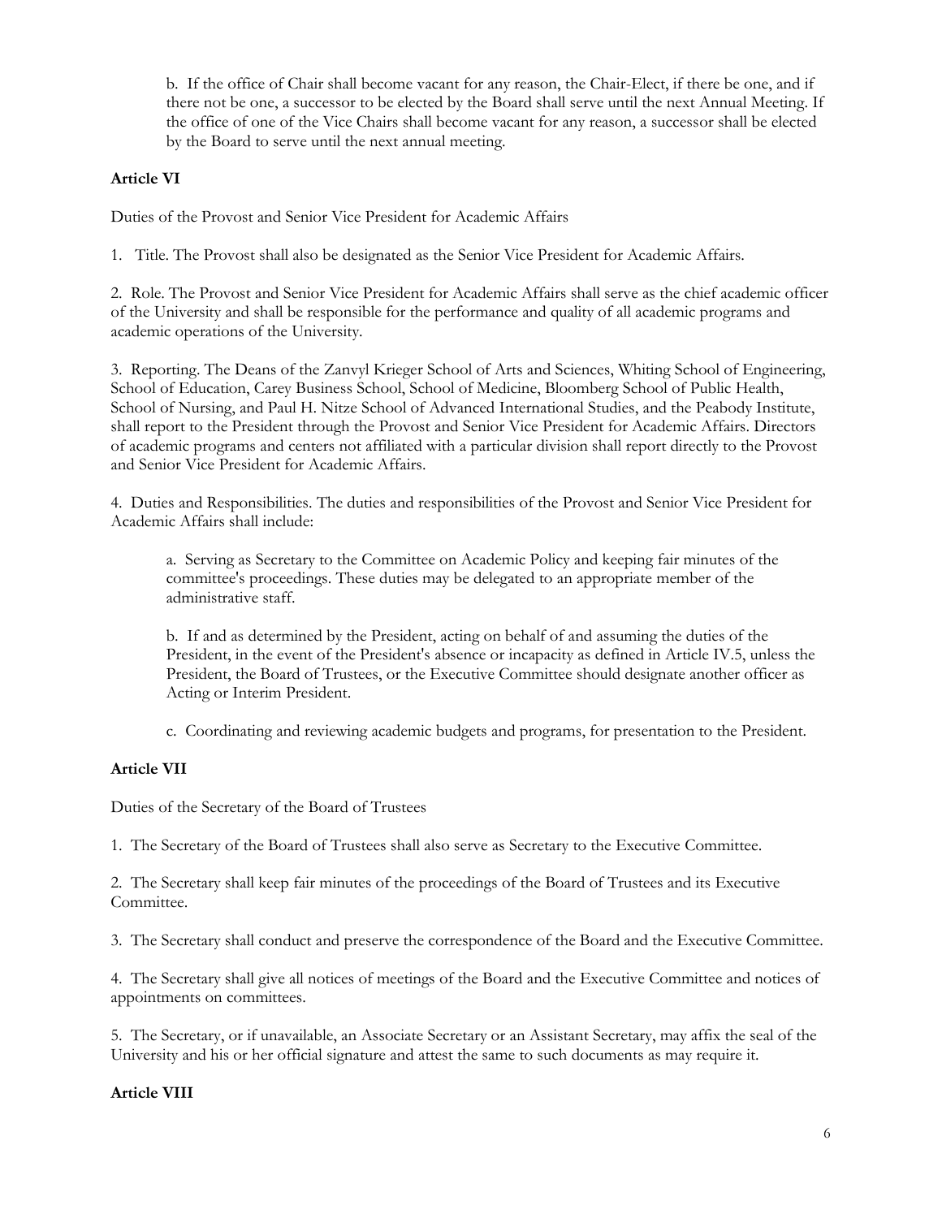b. If the office of Chair shall become vacant for any reason, the Chair-Elect, if there be one, and if there not be one, a successor to be elected by the Board shall serve until the next Annual Meeting. If the office of one of the Vice Chairs shall become vacant for any reason, a successor shall be elected by the Board to serve until the next annual meeting.

**Article VI**

Duties of the Provost and Senior Vice President for Academic Affairs

1. Title. The Provost shall also be designated as the Senior Vice President for Academic Affairs.

2. Role. The Provost and Senior Vice President for Academic Affairs shall serve as the chief academic officer of the University and shall be responsible for the performance and quality of all academic programs and academic operations of the University.

3. Reporting. The Deans of the Zanvyl Krieger School of Arts and Sciences, Whiting School of Engineering, School of Education, Carey Business School, School of Medicine, Bloomberg School of Public Health, School of Nursing, and Paul H. Nitze School of Advanced International Studies, and the Peabody Institute, shall report to the President through the Provost and Senior Vice President for Academic Affairs. Directors of academic programs and centers not affiliated with a particular division shall report directly to the Provost and Senior Vice President for Academic Affairs.

4. Duties and Responsibilities. The duties and responsibilities of the Provost and Senior Vice President for Academic Affairs shall include:

a. Serving as Secretary to the Committee on Academic Policy and keeping fair minutes of the committee's proceedings. These duties may be delegated to an appropriate member of the administrative staff.

b. If and as determined by the President, acting on behalf of and assuming the duties of the President, in the event of the President's absence or incapacity as defined in Article IV.5, unless the President, the Board of Trustees, or the Executive Committee should designate another officer as Acting or Interim President.

c. Coordinating and reviewing academic budgets and programs, for presentation to the President.

**Article VII**

Duties of the Secretary of the Board of Trustees

1. The Secretary of the Board of Trustees shall also serve as Secretary to the Executive Committee.

2. The Secretary shall keep fair minutes of the proceedings of the Board of Trustees and its Executive Committee.

3. The Secretary shall conduct and preserve the correspondence of the Board and the Executive Committee.

4. The Secretary shall give all notices of meetings of the Board and the Executive Committee and notices of appointments on committees.

5. The Secretary, or if unavailable, an Associate Secretary or an Assistant Secretary, may affix the seal of the University and his or her official signature and attest the same to such documents as may require it.

**Article VIII**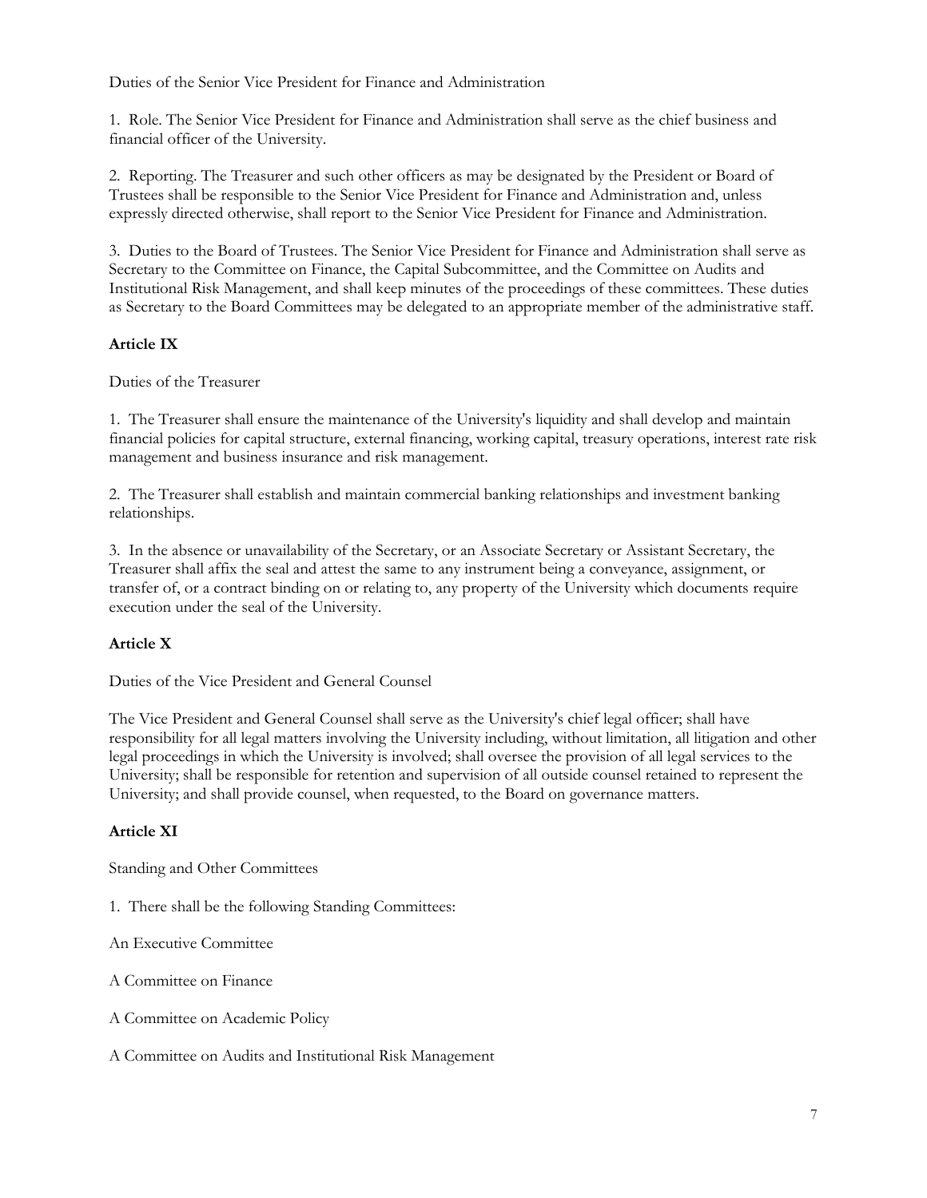Duties of the Senior Vice President for Finance and Administration

1. Role. The Senior Vice President for Finance and Administration shall serve as the chief business and financial officer of the University.

2. Reporting. The Treasurer and such other officers as may be designated by the President or Board of Trustees shall be responsible to the Senior Vice President for Finance and Administration and, unless expressly directed otherwise, shall report to the Senior Vice President for Finance and Administration.

3. Duties to the Board of Trustees. The Senior Vice President for Finance and Administration shall serve as Secretary to the Committee on Finance, the Capital Subcommittee, and the Committee on Audits and Institutional Risk Management, and shall keep minutes of the proceedings of these committees. These duties as Secretary to the Board Committees may be delegated to an appropriate member of the administrative staff.

## Article IX

Duties of the Treasurer

1. The Treasurer shall ensure the maintenance of the University's liquidity and shall develop and maintain financial policies for capital structure, external financing, working capital, treasury operations, interest rate risk management and business insurance and risk management.

2. The Treasurer shall establish and maintain commercial banking relationships and investment banking relationships.

3. In the absence or unavailability of the Secretary, or an Associate Secretary or Assistant Secretary, the Treasurer shall affix the seal and attest the same to any instrument being a conveyance, assignment, or transfer of, or a contract binding on or relating to, any property of the University which documents require execution under the seal of the University.

## Article X

Duties of the Vice President and General Counsel

The Vice President and General Counsel shall serve as the University's chief legal officer; shall have responsibility for all legal matters involving the University including, without limitation, all litigation and other legal proceedings in which the University is involved; shall oversee the provision of all legal services to the University; shall be responsible for retention and supervision of all outside counsel retained to represent the University; and shall provide counsel, when requested, to the Board on governance matters.

## Article XI

Standing and Other Committees

1. There shall be the following Standing Committees:

An Executive Committee

A Committee on Finance

A Committee on Academic Policy

A Committee on Audits and Institutional Risk Management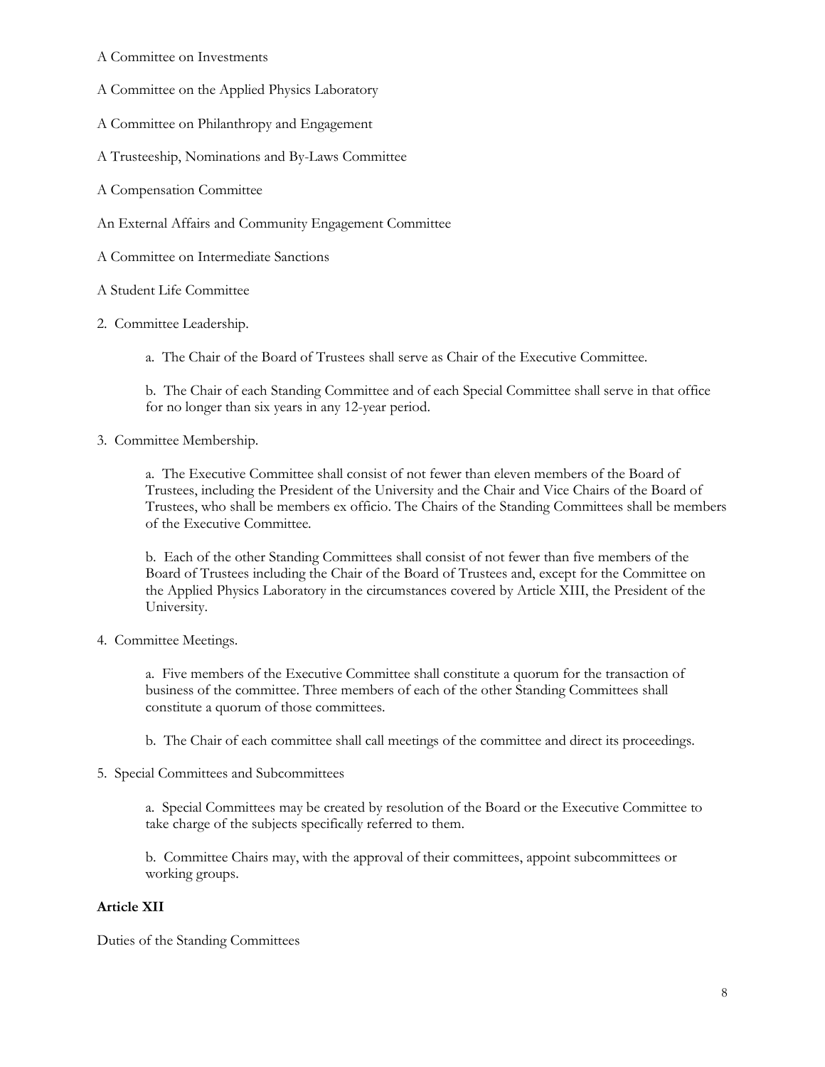A Committee on Investments

A Committee on the Applied Physics Laboratory

A Committee on Philanthropy and Engagement

A Trusteeship, Nominations and By-Laws Committee

A Compensation Committee

An External Affairs and Community Engagement Committee

A Committee on Intermediate Sanctions

A Student Life Committee

2. Committee Leadership.

   a. The Chair of the Board of Trustees shall serve as Chair of the Executive Committee.

   b. The Chair of each Standing Committee and of each Special Committee shall serve in that office for no longer than six years in any 12-year period.

3. Committee Membership.

   a. The Executive Committee shall consist of not fewer than eleven members of the Board of Trustees, including the President of the University and the Chair and Vice Chairs of the Board of Trustees, who shall be members ex officio. The Chairs of the Standing Committees shall be members of the Executive Committee.

   b. Each of the other Standing Committees shall consist of not fewer than five members of the Board of Trustees including the Chair of the Board of Trustees and, except for the Committee on the Applied Physics Laboratory in the circumstances covered by Article XIII, the President of the University.

4. Committee Meetings.

   a. Five members of the Executive Committee shall constitute a quorum for the transaction of business of the committee. Three members of each of the other Standing Committees shall constitute a quorum of those committees.

   b. The Chair of each committee shall call meetings of the committee and direct its proceedings.

5. Special Committees and Subcommittees

   a. Special Committees may be created by resolution of the Board or the Executive Committee to take charge of the subjects specifically referred to them.

   b. Committee Chairs may, with the approval of their committees, appoint subcommittees or working groups.

**Article XII**

Duties of the Standing Committees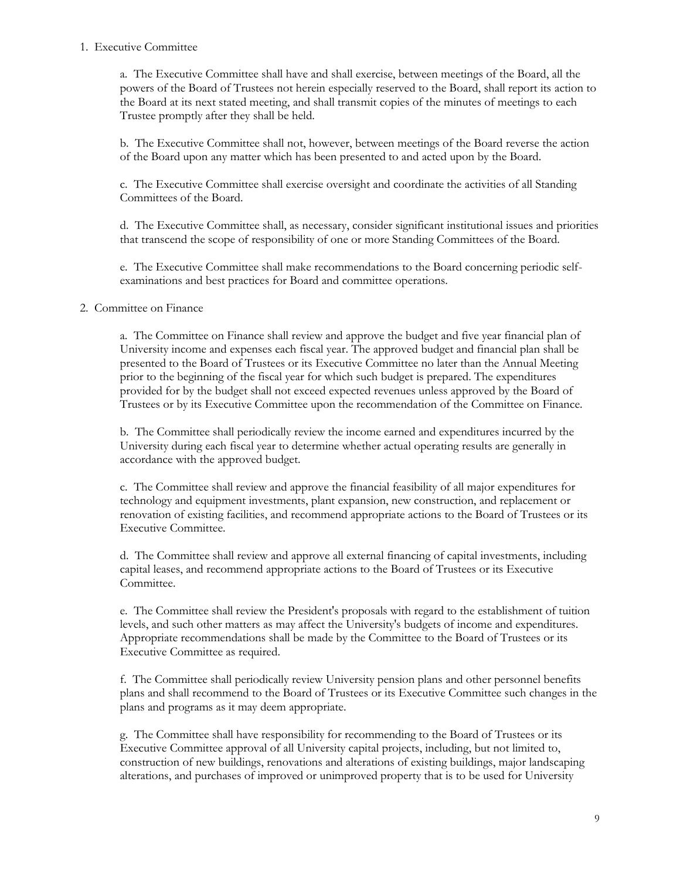1. Executive Committee

    a. The Executive Committee shall have and shall exercise, between meetings of the Board, all the powers of the Board of Trustees not herein especially reserved to the Board, shall report its action to the Board at its next stated meeting, and shall transmit copies of the minutes of meetings to each Trustee promptly after they shall be held.

    b. The Executive Committee shall not, however, between meetings of the Board reverse the action of the Board upon any matter which has been presented to and acted upon by the Board.

    c. The Executive Committee shall exercise oversight and coordinate the activities of all Standing Committees of the Board.

    d. The Executive Committee shall, as necessary, consider significant institutional issues and priorities that transcend the scope of responsibility of one or more Standing Committees of the Board.

    e. The Executive Committee shall make recommendations to the Board concerning periodic self-examinations and best practices for Board and committee operations.

2. Committee on Finance

    a. The Committee on Finance shall review and approve the budget and five year financial plan of University income and expenses each fiscal year. The approved budget and financial plan shall be presented to the Board of Trustees or its Executive Committee no later than the Annual Meeting prior to the beginning of the fiscal year for which such budget is prepared. The expenditures provided for by the budget shall not exceed expected revenues unless approved by the Board of Trustees or by its Executive Committee upon the recommendation of the Committee on Finance.

    b. The Committee shall periodically review the income earned and expenditures incurred by the University during each fiscal year to determine whether actual operating results are generally in accordance with the approved budget.

    c. The Committee shall review and approve the financial feasibility of all major expenditures for technology and equipment investments, plant expansion, new construction, and replacement or renovation of existing facilities, and recommend appropriate actions to the Board of Trustees or its Executive Committee.

    d. The Committee shall review and approve all external financing of capital investments, including capital leases, and recommend appropriate actions to the Board of Trustees or its Executive Committee.

    e. The Committee shall review the President's proposals with regard to the establishment of tuition levels, and such other matters as may affect the University's budgets of income and expenditures. Appropriate recommendations shall be made by the Committee to the Board of Trustees or its Executive Committee as required.

    f. The Committee shall periodically review University pension plans and other personnel benefits plans and shall recommend to the Board of Trustees or its Executive Committee such changes in the plans and programs as it may deem appropriate.

    g. The Committee shall have responsibility for recommending to the Board of Trustees or its Executive Committee approval of all University capital projects, including, but not limited to, construction of new buildings, renovations and alterations of existing buildings, major landscaping alterations, and purchases of improved or unimproved property that is to be used for University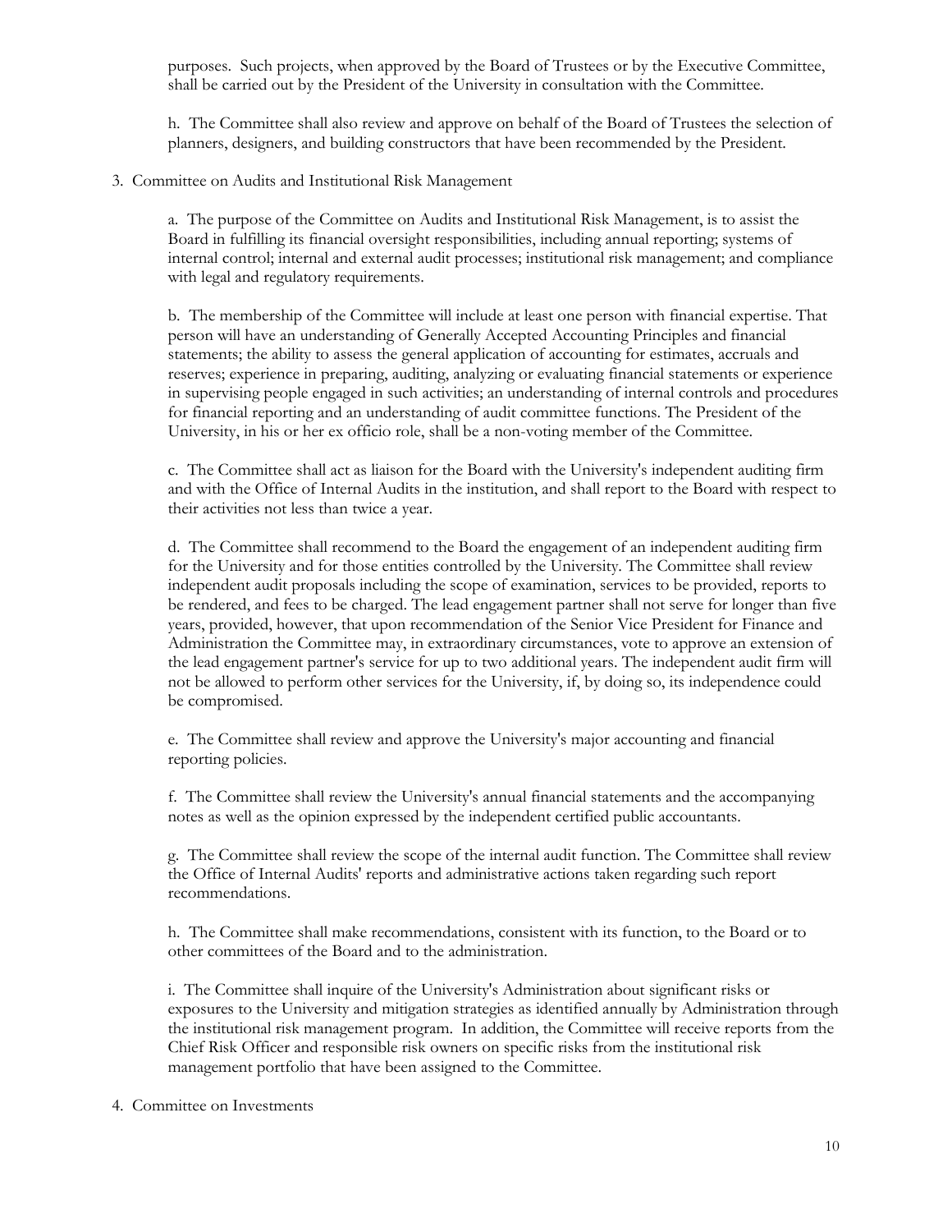purposes. Such projects, when approved by the Board of Trustees or by the Executive Committee, shall be carried out by the President of the University in consultation with the Committee.

h. The Committee shall also review and approve on behalf of the Board of Trustees the selection of planners, designers, and building constructors that have been recommended by the President.

3. Committee on Audits and Institutional Risk Management

a. The purpose of the Committee on Audits and Institutional Risk Management, is to assist the Board in fulfilling its financial oversight responsibilities, including annual reporting; systems of internal control; internal and external audit processes; institutional risk management; and compliance with legal and regulatory requirements.

b. The membership of the Committee will include at least one person with financial expertise. That person will have an understanding of Generally Accepted Accounting Principles and financial statements; the ability to assess the general application of accounting for estimates, accruals and reserves; experience in preparing, auditing, analyzing or evaluating financial statements or experience in supervising people engaged in such activities; an understanding of internal controls and procedures for financial reporting and an understanding of audit committee functions. The President of the University, in his or her ex officio role, shall be a non-voting member of the Committee.

c. The Committee shall act as liaison for the Board with the University's independent auditing firm and with the Office of Internal Audits in the institution, and shall report to the Board with respect to their activities not less than twice a year.

d. The Committee shall recommend to the Board the engagement of an independent auditing firm for the University and for those entities controlled by the University. The Committee shall review independent audit proposals including the scope of examination, services to be provided, reports to be rendered, and fees to be charged. The lead engagement partner shall not serve for longer than five years, provided, however, that upon recommendation of the Senior Vice President for Finance and Administration the Committee may, in extraordinary circumstances, vote to approve an extension of the lead engagement partner's service for up to two additional years. The independent audit firm will not be allowed to perform other services for the University, if, by doing so, its independence could be compromised.

e. The Committee shall review and approve the University's major accounting and financial reporting policies.

f. The Committee shall review the University's annual financial statements and the accompanying notes as well as the opinion expressed by the independent certified public accountants.

g. The Committee shall review the scope of the internal audit function. The Committee shall review the Office of Internal Audits' reports and administrative actions taken regarding such report recommendations.

h. The Committee shall make recommendations, consistent with its function, to the Board or to other committees of the Board and to the administration.

i. The Committee shall inquire of the University's Administration about significant risks or exposures to the University and mitigation strategies as identified annually by Administration through the institutional risk management program. In addition, the Committee will receive reports from the Chief Risk Officer and responsible risk owners on specific risks from the institutional risk management portfolio that have been assigned to the Committee.

4. Committee on Investments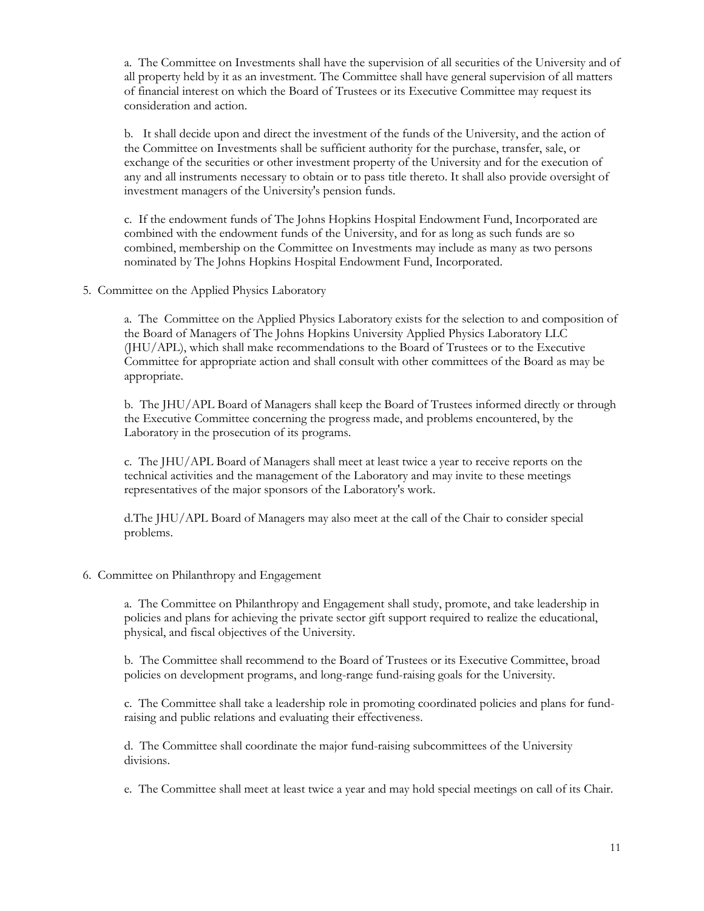a. The Committee on Investments shall have the supervision of all securities of the University and of all property held by it as an investment. The Committee shall have general supervision of all matters of financial interest on which the Board of Trustees or its Executive Committee may request its consideration and action.

b. It shall decide upon and direct the investment of the funds of the University, and the action of the Committee on Investments shall be sufficient authority for the purchase, transfer, sale, or exchange of the securities or other investment property of the University and for the execution of any and all instruments necessary to obtain or to pass title thereto. It shall also provide oversight of investment managers of the University's pension funds.

c. If the endowment funds of The Johns Hopkins Hospital Endowment Fund, Incorporated are combined with the endowment funds of the University, and for as long as such funds are so combined, membership on the Committee on Investments may include as many as two persons nominated by The Johns Hopkins Hospital Endowment Fund, Incorporated.

5. Committee on the Applied Physics Laboratory

a. The Committee on the Applied Physics Laboratory exists for the selection to and composition of the Board of Managers of The Johns Hopkins University Applied Physics Laboratory LLC (JHU/APL), which shall make recommendations to the Board of Trustees or to the Executive Committee for appropriate action and shall consult with other committees of the Board as may be appropriate.

b. The JHU/APL Board of Managers shall keep the Board of Trustees informed directly or through the Executive Committee concerning the progress made, and problems encountered, by the Laboratory in the prosecution of its programs.

c. The JHU/APL Board of Managers shall meet at least twice a year to receive reports on the technical activities and the management of the Laboratory and may invite to these meetings representatives of the major sponsors of the Laboratory's work.

d.The JHU/APL Board of Managers may also meet at the call of the Chair to consider special problems.

6. Committee on Philanthropy and Engagement

a. The Committee on Philanthropy and Engagement shall study, promote, and take leadership in policies and plans for achieving the private sector gift support required to realize the educational, physical, and fiscal objectives of the University.

b. The Committee shall recommend to the Board of Trustees or its Executive Committee, broad policies on development programs, and long-range fund-raising goals for the University.

c. The Committee shall take a leadership role in promoting coordinated policies and plans for fund-raising and public relations and evaluating their effectiveness.

d. The Committee shall coordinate the major fund-raising subcommittees of the University divisions.

e. The Committee shall meet at least twice a year and may hold special meetings on call of its Chair.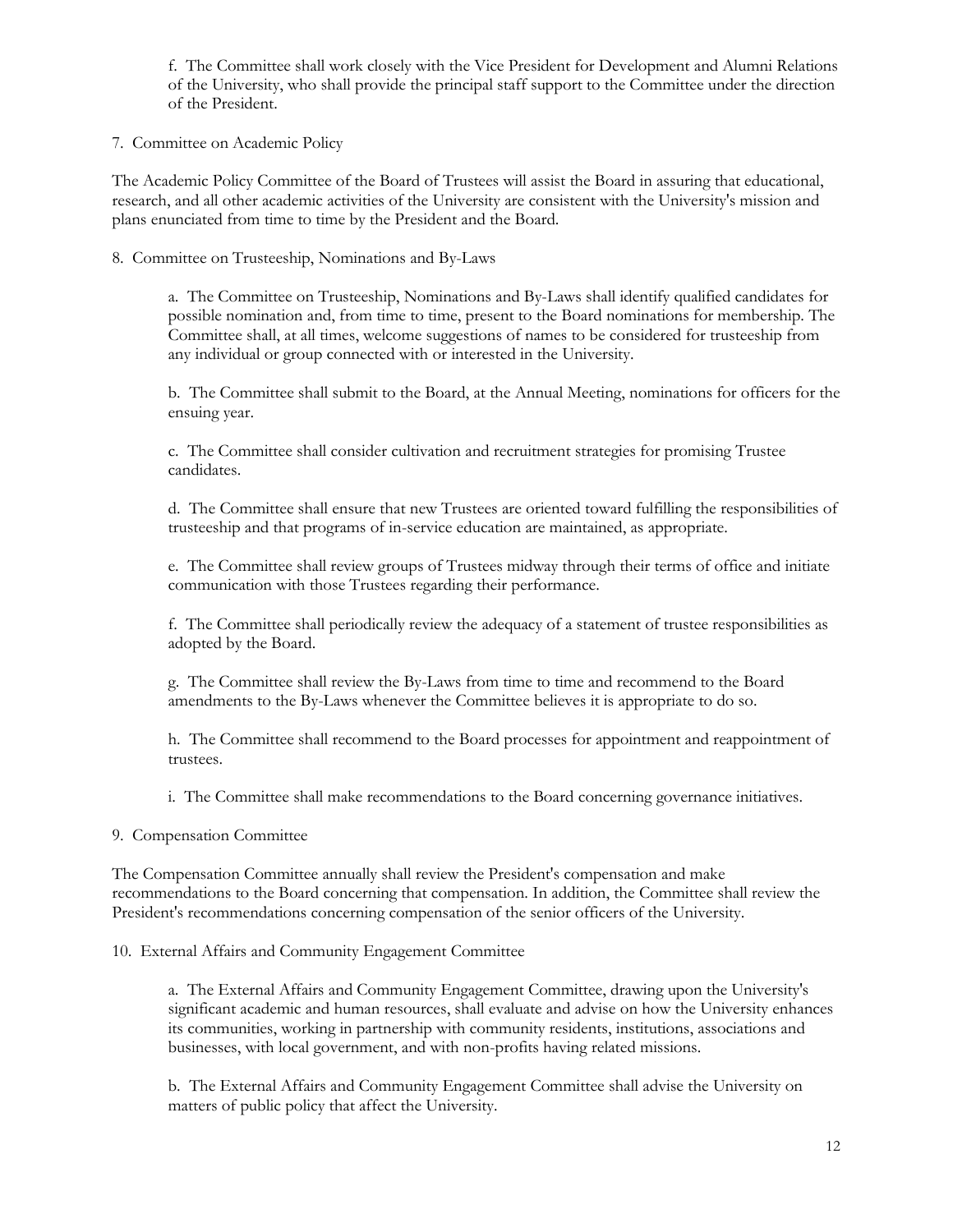f. The Committee shall work closely with the Vice President for Development and Alumni Relations of the University, who shall provide the principal staff support to the Committee under the direction of the President.

7. Committee on Academic Policy

The Academic Policy Committee of the Board of Trustees will assist the Board in assuring that educational, research, and all other academic activities of the University are consistent with the University's mission and plans enunciated from time to time by the President and the Board.

8. Committee on Trusteeship, Nominations and By-Laws

a. The Committee on Trusteeship, Nominations and By-Laws shall identify qualified candidates for possible nomination and, from time to time, present to the Board nominations for membership. The Committee shall, at all times, welcome suggestions of names to be considered for trusteeship from any individual or group connected with or interested in the University.

b. The Committee shall submit to the Board, at the Annual Meeting, nominations for officers for the ensuing year.

c. The Committee shall consider cultivation and recruitment strategies for promising Trustee candidates.

d. The Committee shall ensure that new Trustees are oriented toward fulfilling the responsibilities of trusteeship and that programs of in-service education are maintained, as appropriate.

e. The Committee shall review groups of Trustees midway through their terms of office and initiate communication with those Trustees regarding their performance.

f. The Committee shall periodically review the adequacy of a statement of trustee responsibilities as adopted by the Board.

g. The Committee shall review the By-Laws from time to time and recommend to the Board amendments to the By-Laws whenever the Committee believes it is appropriate to do so.

h. The Committee shall recommend to the Board processes for appointment and reappointment of trustees.

i. The Committee shall make recommendations to the Board concerning governance initiatives.

9. Compensation Committee

The Compensation Committee annually shall review the President's compensation and make recommendations to the Board concerning that compensation. In addition, the Committee shall review the President's recommendations concerning compensation of the senior officers of the University.

10. External Affairs and Community Engagement Committee

a. The External Affairs and Community Engagement Committee, drawing upon the University's significant academic and human resources, shall evaluate and advise on how the University enhances its communities, working in partnership with community residents, institutions, associations and businesses, with local government, and with non-profits having related missions.

b. The External Affairs and Community Engagement Committee shall advise the University on matters of public policy that affect the University.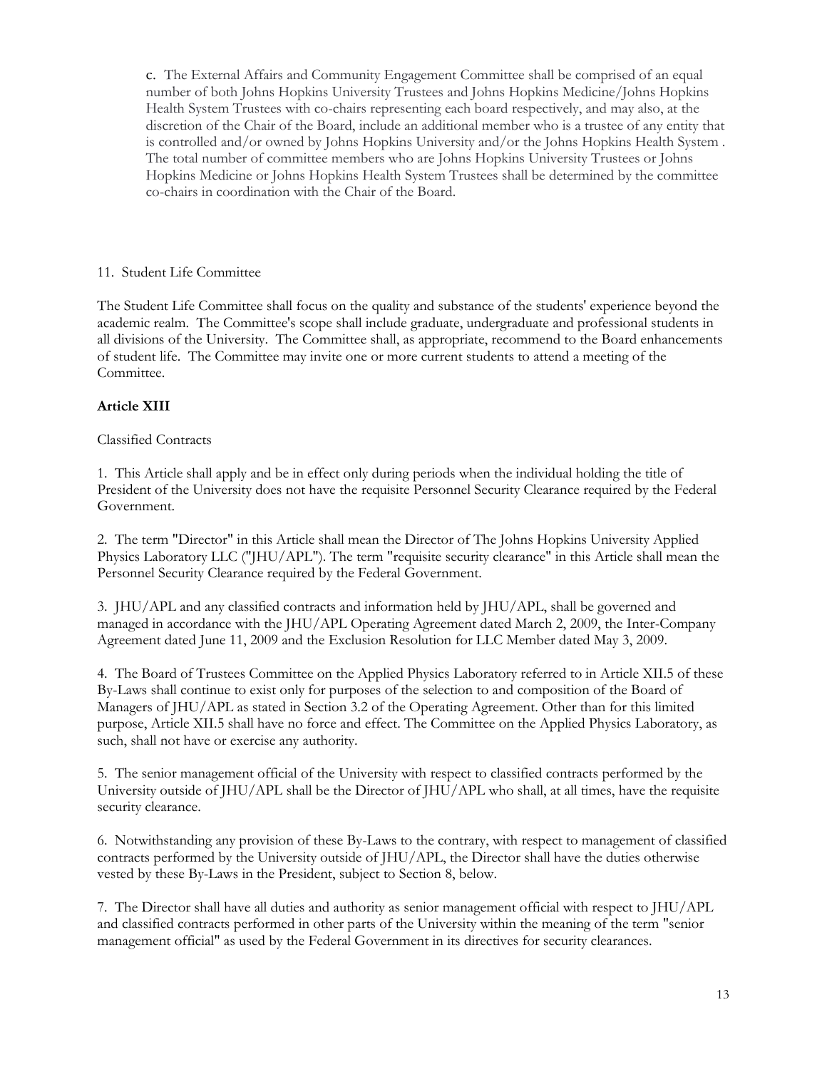c. The External Affairs and Community Engagement Committee shall be comprised of an equal number of both Johns Hopkins University Trustees and Johns Hopkins Medicine/Johns Hopkins Health System Trustees with co-chairs representing each board respectively, and may also, at the discretion of the Chair of the Board, include an additional member who is a trustee of any entity that is controlled and/or owned by Johns Hopkins University and/or the Johns Hopkins Health System . The total number of committee members who are Johns Hopkins University Trustees or Johns Hopkins Medicine or Johns Hopkins Health System Trustees shall be determined by the committee co-chairs in coordination with the Chair of the Board.

11. Student Life Committee

The Student Life Committee shall focus on the quality and substance of the students' experience beyond the academic realm. The Committee's scope shall include graduate, undergraduate and professional students in all divisions of the University. The Committee shall, as appropriate, recommend to the Board enhancements of student life. The Committee may invite one or more current students to attend a meeting of the Committee.

**Article XIII**

Classified Contracts

1. This Article shall apply and be in effect only during periods when the individual holding the title of President of the University does not have the requisite Personnel Security Clearance required by the Federal Government.

2. The term "Director" in this Article shall mean the Director of The Johns Hopkins University Applied Physics Laboratory LLC ("JHU/APL"). The term "requisite security clearance" in this Article shall mean the Personnel Security Clearance required by the Federal Government.

3. JHU/APL and any classified contracts and information held by JHU/APL, shall be governed and managed in accordance with the JHU/APL Operating Agreement dated March 2, 2009, the Inter-Company Agreement dated June 11, 2009 and the Exclusion Resolution for LLC Member dated May 3, 2009.

4. The Board of Trustees Committee on the Applied Physics Laboratory referred to in Article XII.5 of these By-Laws shall continue to exist only for purposes of the selection to and composition of the Board of Managers of JHU/APL as stated in Section 3.2 of the Operating Agreement. Other than for this limited purpose, Article XII.5 shall have no force and effect. The Committee on the Applied Physics Laboratory, as such, shall not have or exercise any authority.

5. The senior management official of the University with respect to classified contracts performed by the University outside of JHU/APL shall be the Director of JHU/APL who shall, at all times, have the requisite security clearance.

6. Notwithstanding any provision of these By-Laws to the contrary, with respect to management of classified contracts performed by the University outside of JHU/APL, the Director shall have the duties otherwise vested by these By-Laws in the President, subject to Section 8, below.

7. The Director shall have all duties and authority as senior management official with respect to JHU/APL and classified contracts performed in other parts of the University within the meaning of the term "senior management official" as used by the Federal Government in its directives for security clearances.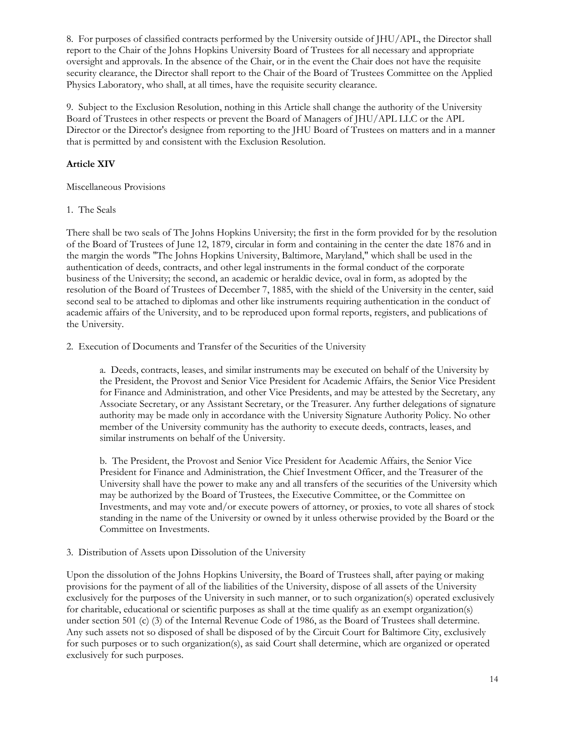8. For purposes of classified contracts performed by the University outside of JHU/APL, the Director shall report to the Chair of the Johns Hopkins University Board of Trustees for all necessary and appropriate oversight and approvals. In the absence of the Chair, or in the event the Chair does not have the requisite security clearance, the Director shall report to the Chair of the Board of Trustees Committee on the Applied Physics Laboratory, who shall, at all times, have the requisite security clearance.

9. Subject to the Exclusion Resolution, nothing in this Article shall change the authority of the University Board of Trustees in other respects or prevent the Board of Managers of JHU/APL LLC or the APL Director or the Director's designee from reporting to the JHU Board of Trustees on matters and in a manner that is permitted by and consistent with the Exclusion Resolution.

## Article XIV

Miscellaneous Provisions

1. The Seals

There shall be two seals of The Johns Hopkins University; the first in the form provided for by the resolution of the Board of Trustees of June 12, 1879, circular in form and containing in the center the date 1876 and in the margin the words "The Johns Hopkins University, Baltimore, Maryland," which shall be used in the authentication of deeds, contracts, and other legal instruments in the formal conduct of the corporate business of the University; the second, an academic or heraldic device, oval in form, as adopted by the resolution of the Board of Trustees of December 7, 1885, with the shield of the University in the center, said second seal to be attached to diplomas and other like instruments requiring authentication in the conduct of academic affairs of the University, and to be reproduced upon formal reports, registers, and publications of the University.

2. Execution of Documents and Transfer of the Securities of the University

> a. Deeds, contracts, leases, and similar instruments may be executed on behalf of the University by the President, the Provost and Senior Vice President for Academic Affairs, the Senior Vice President for Finance and Administration, and other Vice Presidents, and may be attested by the Secretary, any Associate Secretary, or any Assistant Secretary, or the Treasurer. Any further delegations of signature authority may be made only in accordance with the University Signature Authority Policy. No other member of the University community has the authority to execute deeds, contracts, leases, and similar instruments on behalf of the University.
>
> b. The President, the Provost and Senior Vice President for Academic Affairs, the Senior Vice President for Finance and Administration, the Chief Investment Officer, and the Treasurer of the University shall have the power to make any and all transfers of the securities of the University which may be authorized by the Board of Trustees, the Executive Committee, or the Committee on Investments, and may vote and/or execute powers of attorney, or proxies, to vote all shares of stock standing in the name of the University or owned by it unless otherwise provided by the Board or the Committee on Investments.

3. Distribution of Assets upon Dissolution of the University

Upon the dissolution of the Johns Hopkins University, the Board of Trustees shall, after paying or making provisions for the payment of all of the liabilities of the University, dispose of all assets of the University exclusively for the purposes of the University in such manner, or to such organization(s) operated exclusively for charitable, educational or scientific purposes as shall at the time qualify as an exempt organization(s) under section 501 (c) (3) of the Internal Revenue Code of 1986, as the Board of Trustees shall determine. Any such assets not so disposed of shall be disposed of by the Circuit Court for Baltimore City, exclusively for such purposes or to such organization(s), as said Court shall determine, which are organized or operated exclusively for such purposes.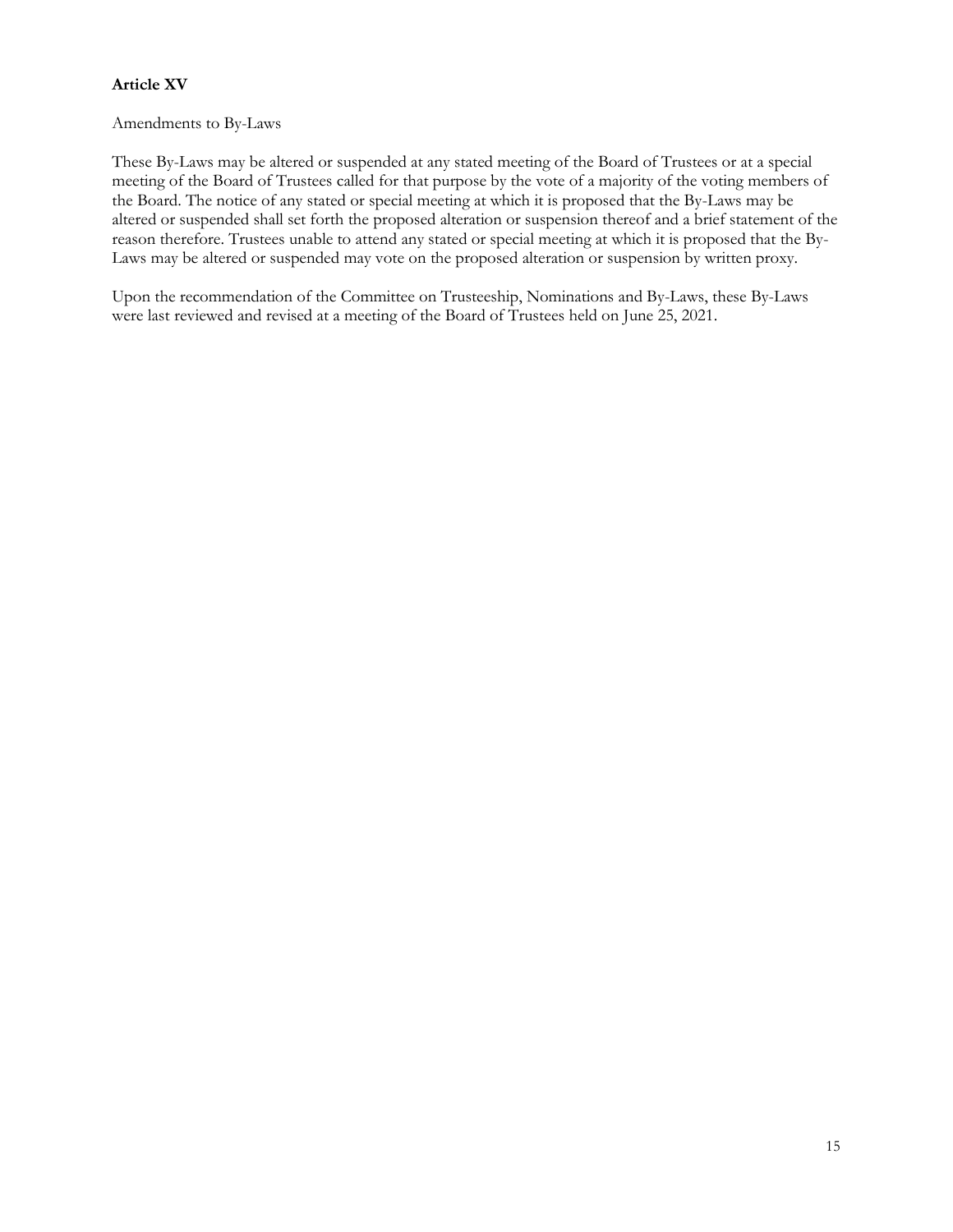**Article XV**

Amendments to By-Laws

These By-Laws may be altered or suspended at any stated meeting of the Board of Trustees or at a special meeting of the Board of Trustees called for that purpose by the vote of a majority of the voting members of the Board. The notice of any stated or special meeting at which it is proposed that the By-Laws may be altered or suspended shall set forth the proposed alteration or suspension thereof and a brief statement of the reason therefore. Trustees unable to attend any stated or special meeting at which it is proposed that the By-Laws may be altered or suspended may vote on the proposed alteration or suspension by written proxy.

Upon the recommendation of the Committee on Trusteeship, Nominations and By-Laws, these By-Laws were last reviewed and revised at a meeting of the Board of Trustees held on June 25, 2021.